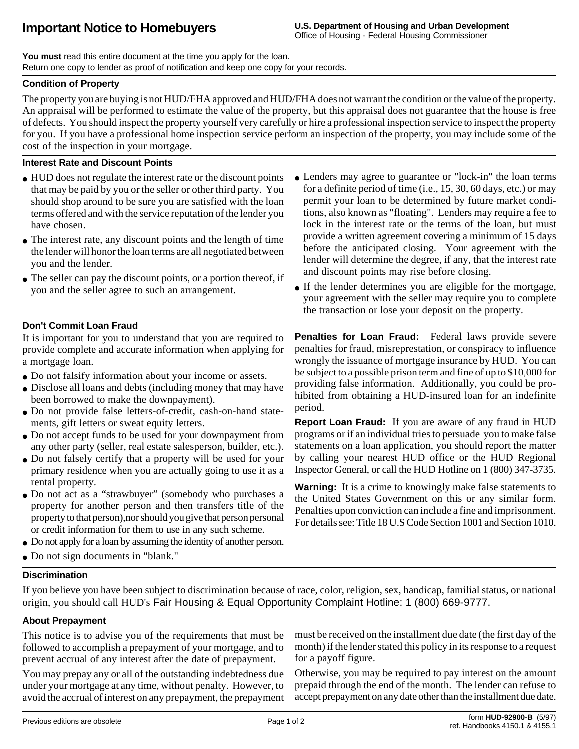# Important Notice to Homebuyers

**U.S. Department of Housing and Urban Development**
Office of Housing - Federal Housing Commissioner

**You must** read this entire document at the time you apply for the loan.
Return one copy to lender as proof of notification and keep one copy for your records.

## Condition of Property

The property you are buying is not HUD/FHA approved and HUD/FHA does not warrant the condition or the value of the property. An appraisal will be performed to estimate the value of the property, but this appraisal does not guarantee that the house is free of defects. You should inspect the property yourself very carefully or hire a professional inspection service to inspect the property for you. If you have a professional home inspection service perform an inspection of the property, you may include some of the cost of the inspection in your mortgage.

## Interest Rate and Discount Points

- HUD does not regulate the interest rate or the discount points that may be paid by you or the seller or other third party. You should shop around to be sure you are satisfied with the loan terms offered and with the service reputation of the lender you have chosen.
- The interest rate, any discount points and the length of time the lender will honor the loan terms are all negotiated between you and the lender.
- The seller can pay the discount points, or a portion thereof, if you and the seller agree to such an arrangement.
- Lenders may agree to guarantee or "lock-in" the loan terms for a definite period of time (i.e., 15, 30, 60 days, etc.) or may permit your loan to be determined by future market conditions, also known as "floating". Lenders may require a fee to lock in the interest rate or the terms of the loan, but must provide a written agreement covering a minimum of 15 days before the anticipated closing. Your agreement with the lender will determine the degree, if any, that the interest rate and discount points may rise before closing.
- If the lender determines you are eligible for the mortgage, your agreement with the seller may require you to complete the transaction or lose your deposit on the property.

## Don't Commit Loan Fraud

It is important for you to understand that you are required to provide complete and accurate information when applying for a mortgage loan.

- Do not falsify information about your income or assets.
- Disclose all loans and debts (including money that may have been borrowed to make the downpayment).
- Do not provide false letters-of-credit, cash-on-hand statements, gift letters or sweat equity letters.
- Do not accept funds to be used for your downpayment from any other party (seller, real estate salesperson, builder, etc.).
- Do not falsely certify that a property will be used for your primary residence when you are actually going to use it as a rental property.
- Do not act as a "strawbuyer" (somebody who purchases a property for another person and then transfers title of the property to that person),nor should you give that person personal or credit information for them to use in any such scheme.
- Do not apply for a loan by assuming the identity of another person.
- Do not sign documents in "blank."

**Penalties for Loan Fraud:** Federal laws provide severe penalties for fraud, misreprestation, or conspiracy to influence wrongly the issuance of mortgage insurance by HUD. You can be subject to a possible prison term and fine of up to $10,000 for providing false information. Additionally, you could be prohibited from obtaining a HUD-insured loan for an indefinite period.

**Report Loan Fraud:** If you are aware of any fraud in HUD programs or if an individual tries to persuade you to make false statements on a loan application, you should report the matter by calling your nearest HUD office or the HUD Regional Inspector General, or call the HUD Hotline on 1 (800) 347-3735.

**Warning:** It is a crime to knowingly make false statements to the United States Government on this or any similar form. Penalties upon conviction can include a fine and imprisonment. For details see: Title 18 U.S Code Section 1001 and Section 1010.

## Discrimination

If you believe you have been subject to discrimination because of race, color, religion, sex, handicap, familial status, or national origin, you should call HUD's Fair Housing & Equal Opportunity Complaint Hotline: 1 (800) 669-9777.

## About Prepayment

This notice is to advise you of the requirements that must be followed to accomplish a prepayment of your mortgage, and to prevent accrual of any interest after the date of prepayment.

You may prepay any or all of the outstanding indebtedness due under your mortgage at any time, without penalty. However, to avoid the accrual of interest on any prepayment, the prepayment must be received on the installment due date (the first day of the month) if the lender stated this policy in its response to a request for a payoff figure.

Otherwise, you may be required to pay interest on the amount prepaid through the end of the month. The lender can refuse to accept prepayment on any date other than the installment due date.

Previous editions are obsolete

form **HUD-92900-B** (5/97)
ref. Handbooks 4150.1 & 4155.1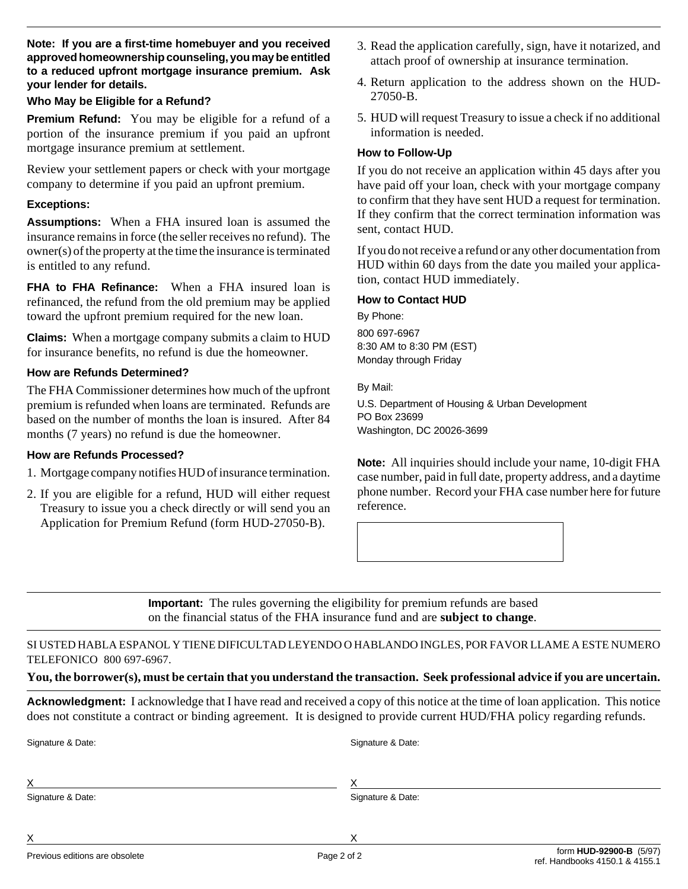**Note: If you are a first-time homebuyer and you received approved homeownership counseling, you may be entitled to a reduced upfront mortgage insurance premium. Ask your lender for details.**

### Who May be Eligible for a Refund?

**Premium Refund:** You may be eligible for a refund of a portion of the insurance premium if you paid an upfront mortgage insurance premium at settlement.

Review your settlement papers or check with your mortgage company to determine if you paid an upfront premium.

### Exceptions:

**Assumptions:** When a FHA insured loan is assumed the insurance remains in force (the seller receives no refund). The owner(s) of the property at the time the insurance is terminated is entitled to any refund.

**FHA to FHA Refinance:** When a FHA insured loan is refinanced, the refund from the old premium may be applied toward the upfront premium required for the new loan.

**Claims:** When a mortgage company submits a claim to HUD for insurance benefits, no refund is due the homeowner.

### How are Refunds Determined?

The FHA Commissioner determines how much of the upfront premium is refunded when loans are terminated. Refunds are based on the number of months the loan is insured. After 84 months (7 years) no refund is due the homeowner.

### How are Refunds Processed?

1. Mortgage company notifies HUD of insurance termination.
2. If you are eligible for a refund, HUD will either request Treasury to issue you a check directly or will send you an Application for Premium Refund (form HUD-27050-B).
3. Read the application carefully, sign, have it notarized, and attach proof of ownership at insurance termination.
4. Return application to the address shown on the HUD-27050-B.
5. HUD will request Treasury to issue a check if no additional information is needed.

### How to Follow-Up

If you do not receive an application within 45 days after you have paid off your loan, check with your mortgage company to confirm that they have sent HUD a request for termination. If they confirm that the correct termination information was sent, contact HUD.

If you do not receive a refund or any other documentation from HUD within 60 days from the date you mailed your application, contact HUD immediately.

### How to Contact HUD

By Phone:

800 697-6967
8:30 AM to 8:30 PM (EST)
Monday through Friday

By Mail:

U.S. Department of Housing & Urban Development
PO Box 23699
Washington, DC 20026-3699

**Note:** All inquiries should include your name, 10-digit FHA case number, paid in full date, property address, and a daytime phone number. Record your FHA case number here for future reference.

| |
|---|
| |

**Important:** The rules governing the eligibility for premium refunds are based on the financial status of the FHA insurance fund and are **subject to change**.

SI USTED HABLA ESPANOL Y TIENE DIFICULTAD LEYENDO O HABLANDO INGLES, POR FAVOR LLAME A ESTE NUMERO TELEFONICO 800 697-6967.

**You, the borrower(s), must be certain that you understand the transaction. Seek professional advice if you are uncertain.**

**Acknowledgment:** I acknowledge that I have read and received a copy of this notice at the time of loan application. This notice does not constitute a contract or binding agreement. It is designed to provide current HUD/FHA policy regarding refunds.

Signature & Date:

X

Signature & Date:

X

Signature & Date:

X

Signature & Date:

X

Previous editions are obsolete

form **HUD-92900-B** (5/97)
ref. Handbooks 4150.1 & 4155.1